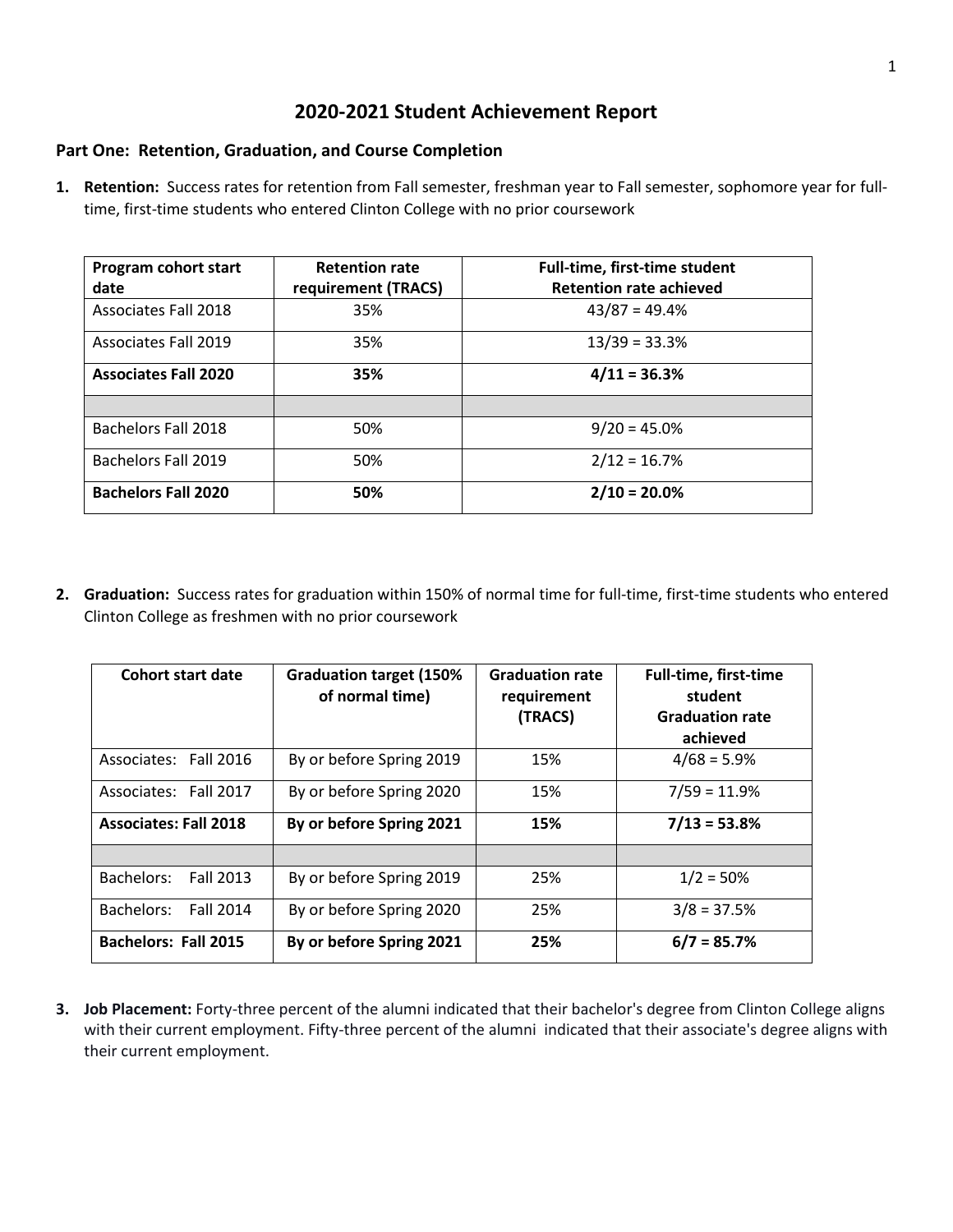# 2020-2021 Student Achievement Report

## Part One: Retention, Graduation, and Course Completion

1. **Retention:** Success rates for retention from Fall semester, freshman year to Fall semester, sophomore year for full-time, first-time students who entered Clinton College with no prior coursework

| Program cohort start date | Retention rate requirement (TRACS) | Full-time, first-time student Retention rate achieved |
|---|---|---|
| Associates Fall 2018 | 35% | 43/87 = 49.4% |
| Associates Fall 2019 | 35% | 13/39 = 33.3% |
| **Associates Fall 2020** | **35%** | **4/11 = 36.3%** |
| | | |
| Bachelors Fall 2018 | 50% | 9/20 = 45.0% |
| Bachelors Fall 2019 | 50% | 2/12 = 16.7% |
| **Bachelors Fall 2020** | **50%** | **2/10 = 20.0%** |

2. **Graduation:** Success rates for graduation within 150% of normal time for full-time, first-time students who entered Clinton College as freshmen with no prior coursework

| Cohort start date | Graduation target (150% of normal time) | Graduation rate requirement (TRACS) | Full-time, first-time student Graduation rate achieved |
|---|---|---|---|
| Associates: Fall 2016 | By or before Spring 2019 | 15% | 4/68 = 5.9% |
| Associates: Fall 2017 | By or before Spring 2020 | 15% | 7/59 = 11.9% |
| **Associates: Fall 2018** | **By or before Spring 2021** | **15%** | **7/13 = 53.8%** |
| | | | |
| Bachelors: Fall 2013 | By or before Spring 2019 | 25% | 1/2 = 50% |
| Bachelors: Fall 2014 | By or before Spring 2020 | 25% | 3/8 = 37.5% |
| **Bachelors: Fall 2015** | **By or before Spring 2021** | **25%** | **6/7 = 85.7%** |

3. **Job Placement:** Forty-three percent of the alumni indicated that their bachelor's degree from Clinton College aligns with their current employment. Fifty-three percent of the alumni indicated that their associate's degree aligns with their current employment.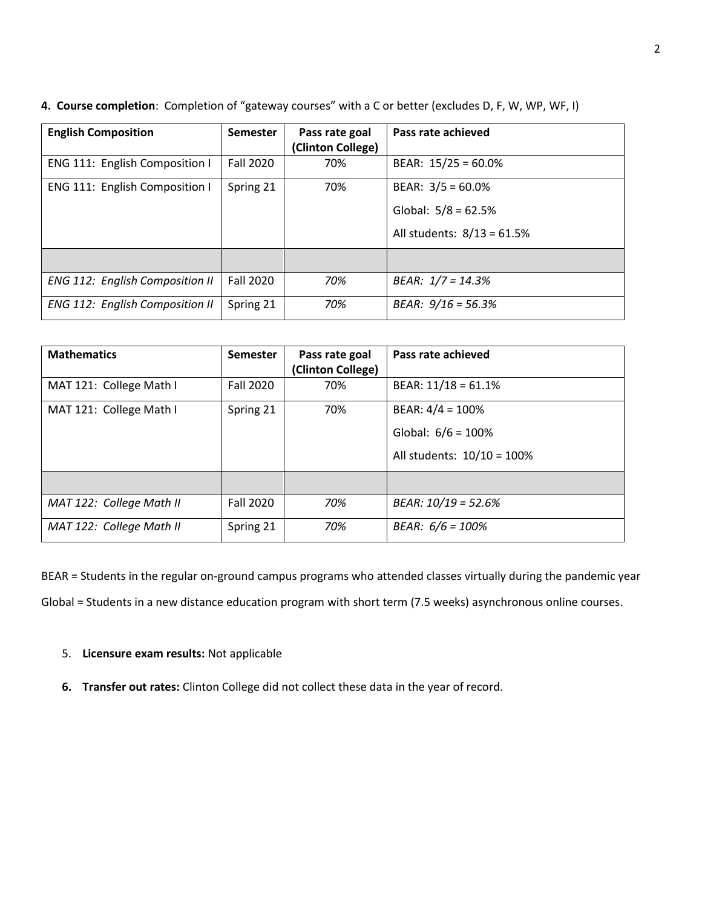**4. Course completion**: Completion of "gateway courses" with a C or better (excludes D, F, W, WP, WF, I)

| English Composition | Semester | Pass rate goal (Clinton College) | Pass rate achieved |
|---|---|---|---|
| ENG 111: English Composition I | Fall 2020 | 70% | BEAR: 15/25 = 60.0% |
| ENG 111: English Composition I | Spring 21 | 70% | BEAR: 3/5 = 60.0%<br>Global: 5/8 = 62.5%<br>All students: 8/13 = 61.5% |
| | | | |
| *ENG 112: English Composition II* | Fall 2020 | *70%* | *BEAR: 1/7 = 14.3%* |
| *ENG 112: English Composition II* | Spring 21 | *70%* | *BEAR: 9/16 = 56.3%* |

| Mathematics | Semester | Pass rate goal (Clinton College) | Pass rate achieved |
|---|---|---|---|
| MAT 121: College Math I | Fall 2020 | 70% | BEAR: 11/18 = 61.1% |
| MAT 121: College Math I | Spring 21 | 70% | BEAR: 4/4 = 100%<br>Global: 6/6 = 100%<br>All students: 10/10 = 100% |
| | | | |
| *MAT 122: College Math II* | Fall 2020 | *70%* | *BEAR: 10/19 = 52.6%* |
| *MAT 122: College Math II* | Spring 21 | *70%* | *BEAR: 6/6 = 100%* |

BEAR = Students in the regular on-ground campus programs who attended classes virtually during the pandemic year

Global = Students in a new distance education program with short term (7.5 weeks) asynchronous online courses.

5. **Licensure exam results:** Not applicable

6. **Transfer out rates:** Clinton College did not collect these data in the year of record.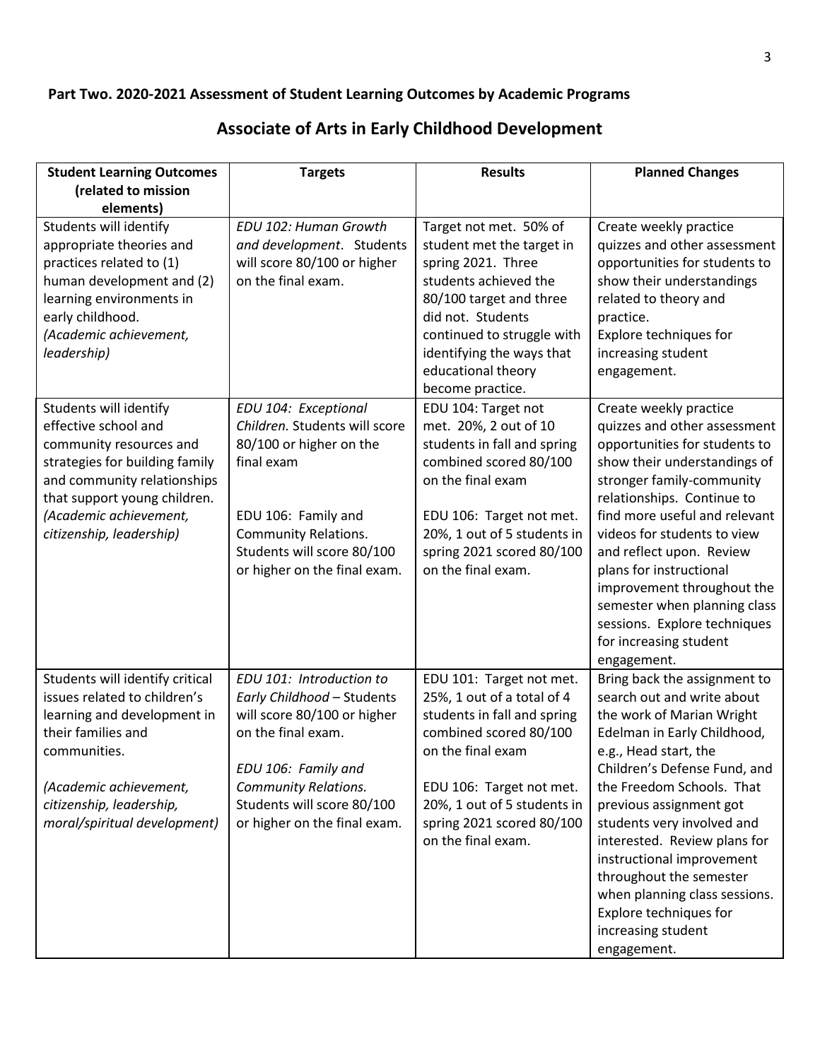**Part Two. 2020-2021 Assessment of Student Learning Outcomes by Academic Programs**

## Associate of Arts in Early Childhood Development

| Student Learning Outcomes (related to mission elements) | Targets | Results | Planned Changes |
|---|---|---|---|
| Students will identify appropriate theories and practices related to (1) human development and (2) learning environments in early childhood. *(Academic achievement, leadership)* | *EDU 102: Human Growth and development*. Students will score 80/100 or higher on the final exam. | Target not met. 50% of student met the target in spring 2021. Three students achieved the 80/100 target and three did not. Students continued to struggle with identifying the ways that educational theory become practice. | Create weekly practice quizzes and other assessment opportunities for students to show their understandings related to theory and practice. Explore techniques for increasing student engagement. |
| Students will identify effective school and community resources and strategies for building family and community relationships that support young children. *(Academic achievement, citizenship, leadership)* | *EDU 104: Exceptional Children.* Students will score 80/100 or higher on the final exam<br><br>EDU 106: Family and Community Relations. Students will score 80/100 or higher on the final exam. | EDU 104: Target not met. 20%, 2 out of 10 students in fall and spring combined scored 80/100 on the final exam<br><br>EDU 106: Target not met. 20%, 1 out of 5 students in spring 2021 scored 80/100 on the final exam. | Create weekly practice quizzes and other assessment opportunities for students to show their understandings of stronger family-community relationships. Continue to find more useful and relevant videos for students to view and reflect upon. Review plans for instructional improvement throughout the semester when planning class sessions. Explore techniques for increasing student engagement. |
| Students will identify critical issues related to children's learning and development in their families and communities.<br><br>*(Academic achievement, citizenship, leadership, moral/spiritual development)* | *EDU 101: Introduction to Early Childhood* – Students will score 80/100 or higher on the final exam.<br><br>*EDU 106: Family and Community Relations.* Students will score 80/100 or higher on the final exam. | EDU 101: Target not met. 25%, 1 out of a total of 4 students in fall and spring combined scored 80/100 on the final exam<br><br>EDU 106: Target not met. 20%, 1 out of 5 students in spring 2021 scored 80/100 on the final exam. | Bring back the assignment to search out and write about the work of Marian Wright Edelman in Early Childhood, e.g., Head start, the Children's Defense Fund, and the Freedom Schools. That previous assignment got students very involved and interested. Review plans for instructional improvement throughout the semester when planning class sessions. Explore techniques for increasing student engagement. |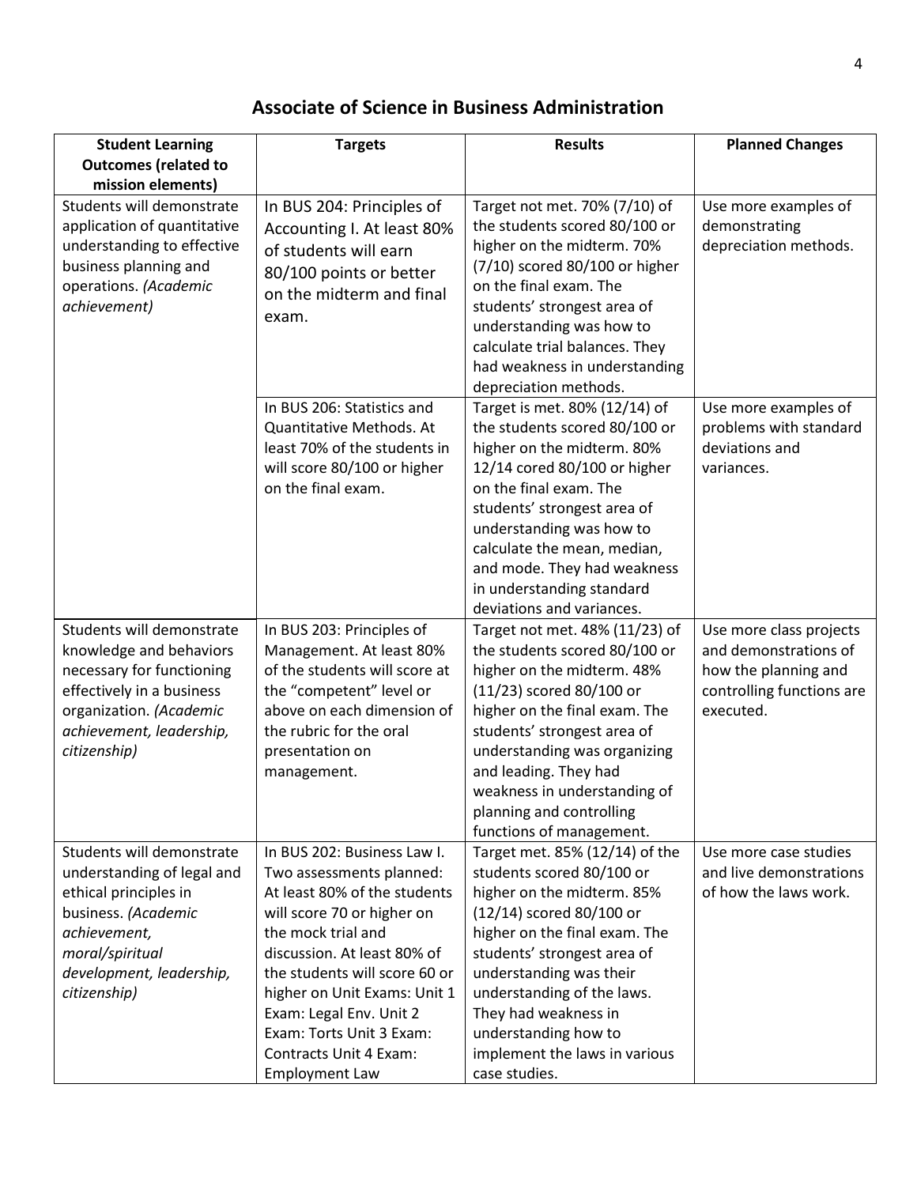## Associate of Science in Business Administration

| Student Learning Outcomes (related to mission elements) | Targets | Results | Planned Changes |
|---|---|---|---|
| Students will demonstrate application of quantitative understanding to effective business planning and operations. *(Academic achievement)* | In BUS 204: Principles of Accounting I. At least 80% of students will earn 80/100 points or better on the midterm and final exam. | Target not met. 70% (7/10) of the students scored 80/100 or higher on the midterm. 70% (7/10) scored 80/100 or higher on the final exam. The students' strongest area of understanding was how to calculate trial balances. They had weakness in understanding depreciation methods. | Use more examples of demonstrating depreciation methods. |
| | In BUS 206: Statistics and Quantitative Methods. At least 70% of the students in will score 80/100 or higher on the final exam. | Target is met. 80% (12/14) of the students scored 80/100 or higher on the midterm. 80% 12/14 cored 80/100 or higher on the final exam. The students' strongest area of understanding was how to calculate the mean, median, and mode. They had weakness in understanding standard deviations and variances. | Use more examples of problems with standard deviations and variances. |
| Students will demonstrate knowledge and behaviors necessary for functioning effectively in a business organization. *(Academic achievement, leadership, citizenship)* | In BUS 203: Principles of Management. At least 80% of the students will score at the "competent" level or above on each dimension of the rubric for the oral presentation on management. | Target not met. 48% (11/23) of the students scored 80/100 or higher on the midterm. 48% (11/23) scored 80/100 or higher on the final exam. The students' strongest area of understanding was organizing and leading. They had weakness in understanding of planning and controlling functions of management. | Use more class projects and demonstrations of how the planning and controlling functions are executed. |
| Students will demonstrate understanding of legal and ethical principles in business. *(Academic achievement, moral/spiritual development, leadership, citizenship)* | In BUS 202: Business Law I. Two assessments planned: At least 80% of the students will score 70 or higher on the mock trial and discussion. At least 80% of the students will score 60 or higher on Unit Exams: Unit 1 Exam: Legal Env. Unit 2 Exam: Torts Unit 3 Exam: Contracts Unit 4 Exam: Employment Law | Target met. 85% (12/14) of the students scored 80/100 or higher on the midterm. 85% (12/14) scored 80/100 or higher on the final exam. The students' strongest area of understanding was their understanding of the laws. They had weakness in understanding how to implement the laws in various case studies. | Use more case studies and live demonstrations of how the laws work. |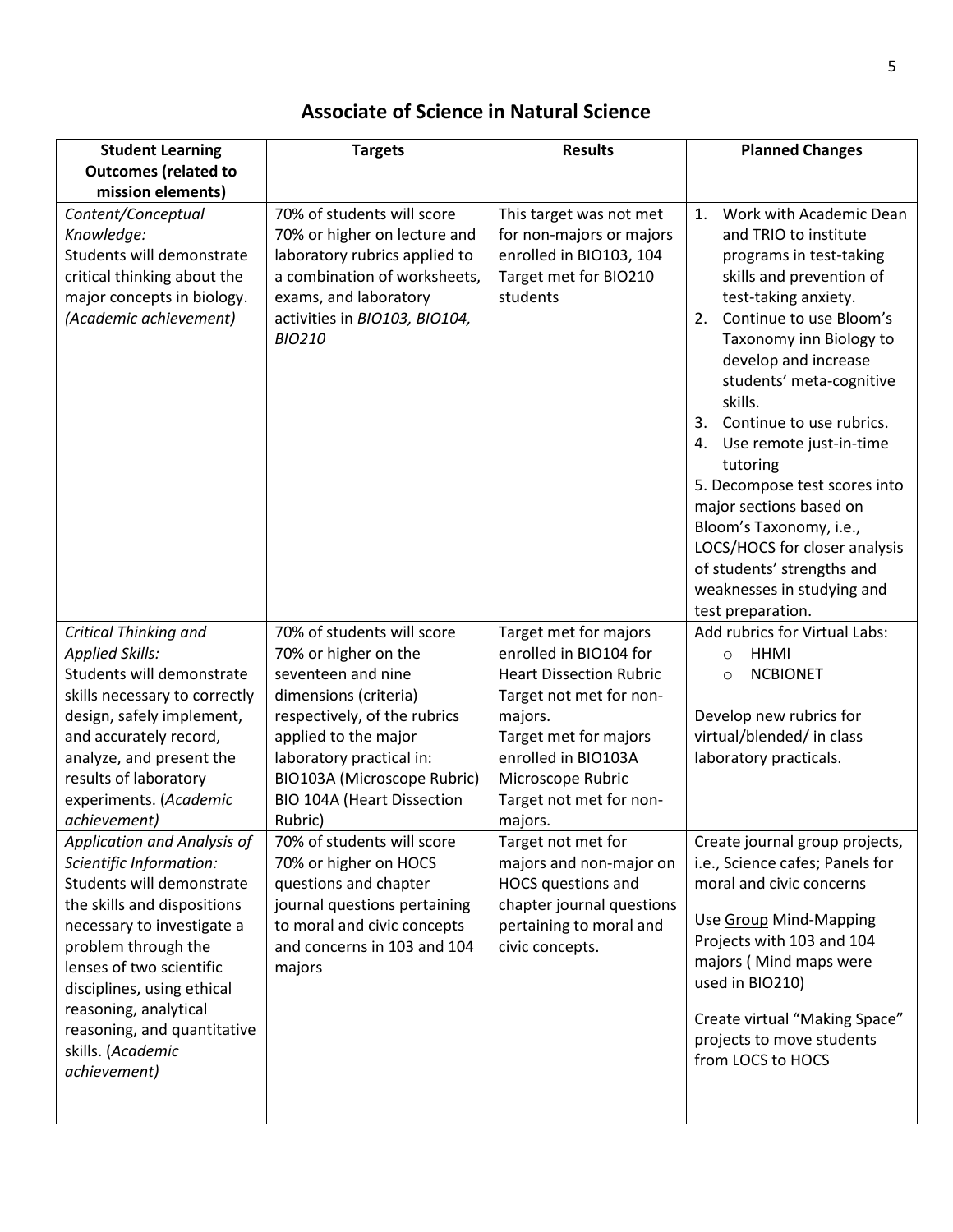## Associate of Science in Natural Science

| Student Learning Outcomes (related to mission elements) | Targets | Results | Planned Changes |
|---|---|---|---|
| *Content/Conceptual Knowledge:* Students will demonstrate critical thinking about the major concepts in biology. *(Academic achievement)* | 70% of students will score 70% or higher on lecture and laboratory rubrics applied to a combination of worksheets, exams, and laboratory activities in *BIO103, BIO104, BIO210* | This target was not met for non-majors or majors enrolled in BIO103, 104 Target met for BIO210 students | 1. Work with Academic Dean and TRIO to institute programs in test-taking skills and prevention of test-taking anxiety. 2. Continue to use Bloom's Taxonomy inn Biology to develop and increase students' meta-cognitive skills. 3. Continue to use rubrics. 4. Use remote just-in-time tutoring 5. Decompose test scores into major sections based on Bloom's Taxonomy, i.e., LOCS/HOCS for closer analysis of students' strengths and weaknesses in studying and test preparation. |
| *Critical Thinking and Applied Skills:* Students will demonstrate skills necessary to correctly design, safely implement, and accurately record, analyze, and present the results of laboratory experiments. (*Academic achievement)* | 70% of students will score 70% or higher on the seventeen and nine dimensions (criteria) respectively, of the rubrics applied to the major laboratory practical in: BIO103A (Microscope Rubric) BIO 104A (Heart Dissection Rubric) | Target met for majors enrolled in BIO104 for Heart Dissection Rubric Target not met for non-majors. Target met for majors enrolled in BIO103A Microscope Rubric Target not met for non-majors. | Add rubrics for Virtual Labs: ○ HHMI ○ NCBIONET<br><br>Develop new rubrics for virtual/blended/ in class laboratory practicals. |
| *Application and Analysis of Scientific Information:* Students will demonstrate the skills and dispositions necessary to investigate a problem through the lenses of two scientific disciplines, using ethical reasoning, analytical reasoning, and quantitative skills. (*Academic achievement)* | 70% of students will score 70% or higher on HOCS questions and chapter journal questions pertaining to moral and civic concepts and concerns in 103 and 104 majors | Target not met for majors and non-major on HOCS questions and chapter journal questions pertaining to moral and civic concepts. | Create journal group projects, i.e., Science cafes; Panels for moral and civic concerns<br><br>Use Group Mind-Mapping Projects with 103 and 104 majors ( Mind maps were used in BIO210)<br><br>Create virtual "Making Space" projects to move students from LOCS to HOCS |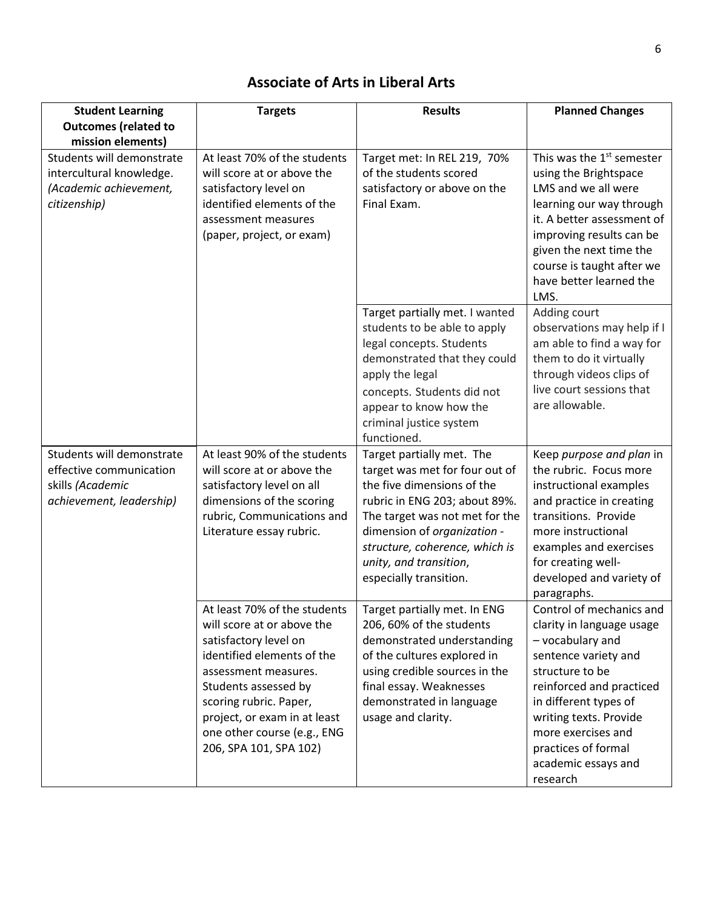## Associate of Arts in Liberal Arts

| Student Learning Outcomes (related to mission elements) | Targets | Results | Planned Changes |
|---|---|---|---|
| Students will demonstrate intercultural knowledge. *(Academic achievement, citizenship)* | At least 70% of the students will score at or above the satisfactory level on identified elements of the assessment measures (paper, project, or exam) | Target met: In REL 219, 70% of the students scored satisfactory or above on the Final Exam. | This was the 1st semester using the Brightspace LMS and we all were learning our way through it. A better assessment of improving results can be given the next time the course is taught after we have better learned the LMS. |
| | | Target partially met. I wanted students to be able to apply legal concepts. Students demonstrated that they could apply the legal concepts. Students did not appear to know how the criminal justice system functioned. | Adding court observations may help if I am able to find a way for them to do it virtually through videos clips of live court sessions that are allowable. |
| Students will demonstrate effective communication skills *(Academic achievement, leadership)* | At least 90% of the students will score at or above the satisfactory level on all dimensions of the scoring rubric, Communications and Literature essay rubric. | Target partially met. The target was met for four out of the five dimensions of the rubric in ENG 203; about 89%. The target was not met for the dimension of *organization - structure, coherence, which is unity, and transition*, especially transition. | Keep *purpose and plan* in the rubric. Focus more instructional examples and practice in creating transitions. Provide more instructional examples and exercises for creating well-developed and variety of paragraphs. |
| | At least 70% of the students will score at or above the satisfactory level on identified elements of the assessment measures. Students assessed by scoring rubric. Paper, project, or exam in at least one other course (e.g., ENG 206, SPA 101, SPA 102) | Target partially met. In ENG 206, 60% of the students demonstrated understanding of the cultures explored in using credible sources in the final essay. Weaknesses demonstrated in language usage and clarity. | Control of mechanics and clarity in language usage – vocabulary and sentence variety and structure to be reinforced and practiced in different types of writing texts. Provide more exercises and practices of formal academic essays and research |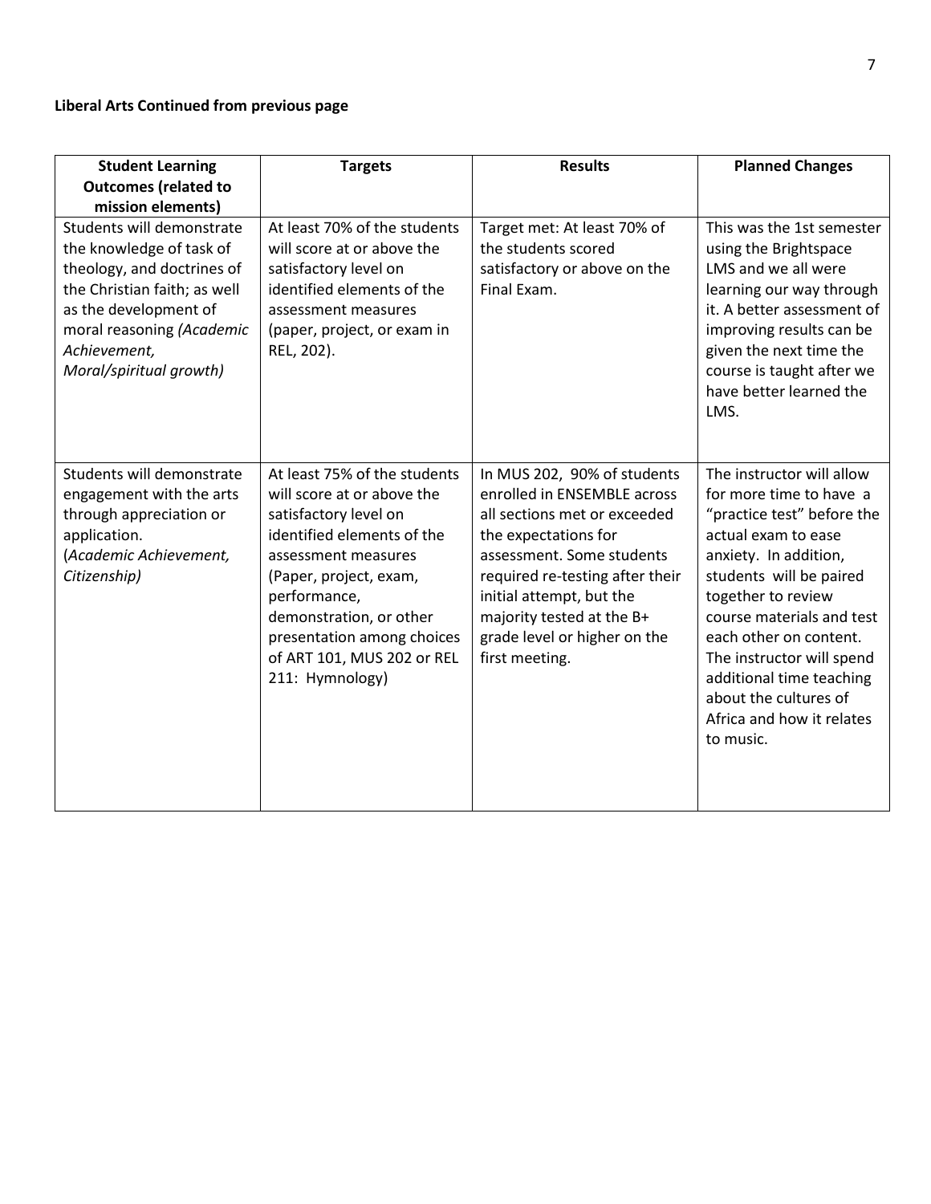**Liberal Arts Continued from previous page**

| Student Learning Outcomes (related to mission elements) | Targets | Results | Planned Changes |
| --- | --- | --- | --- |
| Students will demonstrate the knowledge of task of theology, and doctrines of the Christian faith; as well as the development of moral reasoning *(Academic Achievement, Moral/spiritual growth)* | At least 70% of the students will score at or above the satisfactory level on identified elements of the assessment measures (paper, project, or exam in REL, 202). | Target met: At least 70% of the students scored satisfactory or above on the Final Exam. | This was the 1st semester using the Brightspace LMS and we all were learning our way through it. A better assessment of improving results can be given the next time the course is taught after we have better learned the LMS. |
| Students will demonstrate engagement with the arts through appreciation or application. (*Academic Achievement, Citizenship)* | At least 75% of the students will score at or above the satisfactory level on identified elements of the assessment measures (Paper, project, exam, performance, demonstration, or other presentation among choices of ART 101, MUS 202 or REL 211: Hymnology) | In MUS 202, 90% of students enrolled in ENSEMBLE across all sections met or exceeded the expectations for assessment. Some students required re-testing after their initial attempt, but the majority tested at the B+ grade level or higher on the first meeting. | The instructor will allow for more time to have a "practice test" before the actual exam to ease anxiety. In addition, students will be paired together to review course materials and test each other on content. The instructor will spend additional time teaching about the cultures of Africa and how it relates to music. |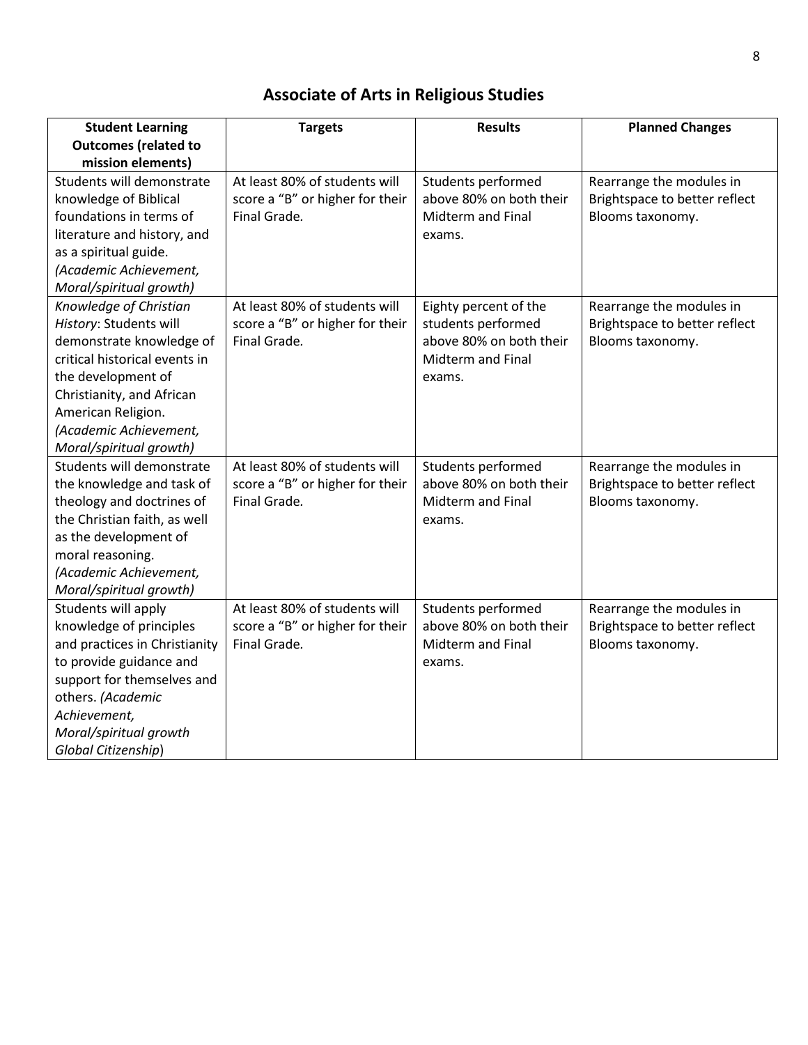## Associate of Arts in Religious Studies

| Student Learning Outcomes (related to mission elements) | Targets | Results | Planned Changes |
|---|---|---|---|
| Students will demonstrate knowledge of Biblical foundations in terms of literature and history, and as a spiritual guide. *(Academic Achievement, Moral/spiritual growth)* | At least 80% of students will score a "B" or higher for their Final Grade. | Students performed above 80% on both their Midterm and Final exams. | Rearrange the modules in Brightspace to better reflect Blooms taxonomy. |
| *Knowledge of Christian History*: Students will demonstrate knowledge of critical historical events in the development of Christianity, and African American Religion. *(Academic Achievement, Moral/spiritual growth)* | At least 80% of students will score a "B" or higher for their Final Grade. | Eighty percent of the students performed above 80% on both their Midterm and Final exams. | Rearrange the modules in Brightspace to better reflect Blooms taxonomy. |
| Students will demonstrate the knowledge and task of theology and doctrines of the Christian faith, as well as the development of moral reasoning. *(Academic Achievement, Moral/spiritual growth)* | At least 80% of students will score a "B" or higher for their Final Grade. | Students performed above 80% on both their Midterm and Final exams. | Rearrange the modules in Brightspace to better reflect Blooms taxonomy. |
| Students will apply knowledge of principles and practices in Christianity to provide guidance and support for themselves and others. *(Academic Achievement, Moral/spiritual growth Global Citizenship*) | At least 80% of students will score a "B" or higher for their Final Grade. | Students performed above 80% on both their Midterm and Final exams. | Rearrange the modules in Brightspace to better reflect Blooms taxonomy. |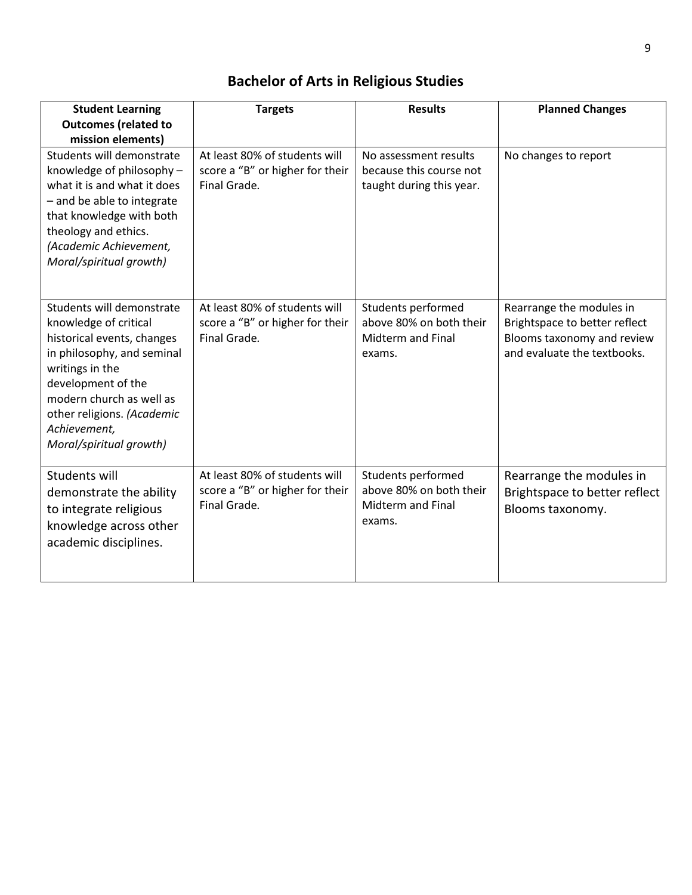# Bachelor of Arts in Religious Studies

| Student Learning Outcomes (related to mission elements) | Targets | Results | Planned Changes |
| --- | --- | --- | --- |
| Students will demonstrate knowledge of philosophy – what it is and what it does – and be able to integrate that knowledge with both theology and ethics. *(Academic Achievement, Moral/spiritual growth)* | At least 80% of students will score a "B" or higher for their Final Grade. | No assessment results because this course not taught during this year. | No changes to report |
| Students will demonstrate knowledge of critical historical events, changes in philosophy, and seminal writings in the development of the modern church as well as other religions. *(Academic Achievement, Moral/spiritual growth)* | At least 80% of students will score a "B" or higher for their Final Grade. | Students performed above 80% on both their Midterm and Final exams. | Rearrange the modules in Brightspace to better reflect Blooms taxonomy and review and evaluate the textbooks. |
| Students will demonstrate the ability to integrate religious knowledge across other academic disciplines. | At least 80% of students will score a "B" or higher for their Final Grade. | Students performed above 80% on both their Midterm and Final exams. | Rearrange the modules in Brightspace to better reflect Blooms taxonomy. |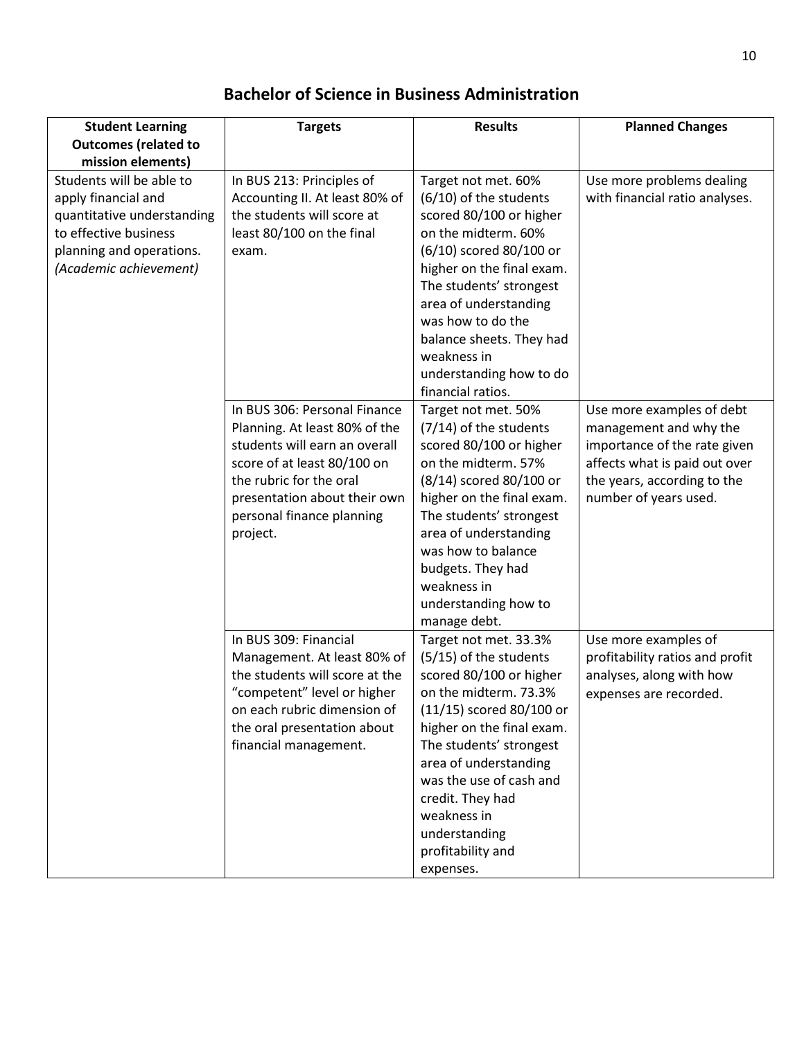## Bachelor of Science in Business Administration

| Student Learning Outcomes (related to mission elements) | Targets | Results | Planned Changes |
|---|---|---|---|
| Students will be able to apply financial and quantitative understanding to effective business planning and operations. *(Academic achievement)* | In BUS 213: Principles of Accounting II. At least 80% of the students will score at least 80/100 on the final exam. | Target not met. 60% (6/10) of the students scored 80/100 or higher on the midterm. 60% (6/10) scored 80/100 or higher on the final exam. The students' strongest area of understanding was how to do the balance sheets. They had weakness in understanding how to do financial ratios. | Use more problems dealing with financial ratio analyses. |
| | In BUS 306: Personal Finance Planning. At least 80% of the students will earn an overall score of at least 80/100 on the rubric for the oral presentation about their own personal finance planning project. | Target not met. 50% (7/14) of the students scored 80/100 or higher on the midterm. 57% (8/14) scored 80/100 or higher on the final exam. The students' strongest area of understanding was how to balance budgets. They had weakness in understanding how to manage debt. | Use more examples of debt management and why the importance of the rate given affects what is paid out over the years, according to the number of years used. |
| | In BUS 309: Financial Management. At least 80% of the students will score at the "competent" level or higher on each rubric dimension of the oral presentation about financial management. | Target not met. 33.3% (5/15) of the students scored 80/100 or higher on the midterm. 73.3% (11/15) scored 80/100 or higher on the final exam. The students' strongest area of understanding was the use of cash and credit. They had weakness in understanding profitability and expenses. | Use more examples of profitability ratios and profit analyses, along with how expenses are recorded. |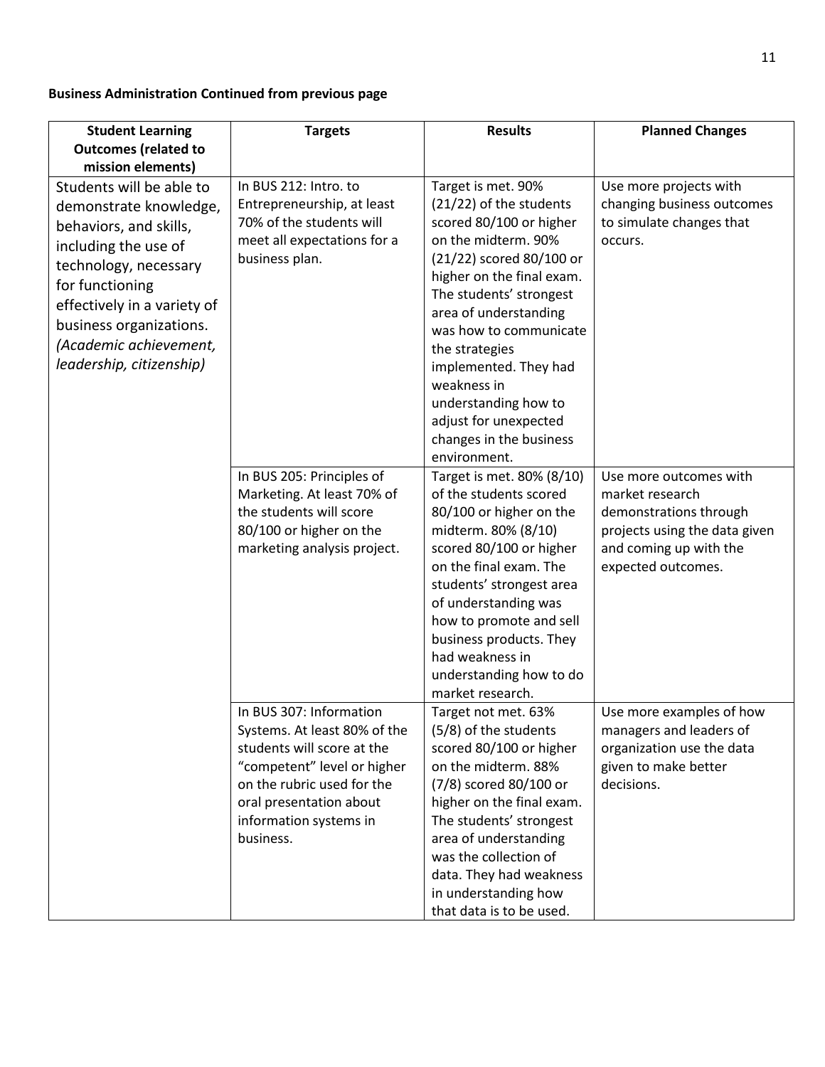**Business Administration Continued from previous page**

| Student Learning Outcomes (related to mission elements) | Targets | Results | Planned Changes |
|---|---|---|---|
| Students will be able to demonstrate knowledge, behaviors, and skills, including the use of technology, necessary for functioning effectively in a variety of business organizations. *(Academic achievement, leadership, citizenship)* | In BUS 212: Intro. to Entrepreneurship, at least 70% of the students will meet all expectations for a business plan. | Target is met. 90% (21/22) of the students scored 80/100 or higher on the midterm. 90% (21/22) scored 80/100 or higher on the final exam. The students' strongest area of understanding was how to communicate the strategies implemented. They had weakness in understanding how to adjust for unexpected changes in the business environment. | Use more projects with changing business outcomes to simulate changes that occurs. |
| | In BUS 205: Principles of Marketing. At least 70% of the students will score 80/100 or higher on the marketing analysis project. | Target is met. 80% (8/10) of the students scored 80/100 or higher on the midterm. 80% (8/10) scored 80/100 or higher on the final exam. The students' strongest area of understanding was how to promote and sell business products. They had weakness in understanding how to do market research. | Use more outcomes with market research demonstrations through projects using the data given and coming up with the expected outcomes. |
| | In BUS 307: Information Systems. At least 80% of the students will score at the "competent" level or higher on the rubric used for the oral presentation about information systems in business. | Target not met. 63% (5/8) of the students scored 80/100 or higher on the midterm. 88% (7/8) scored 80/100 or higher on the final exam. The students' strongest area of understanding was the collection of data. They had weakness in understanding how that data is to be used. | Use more examples of how managers and leaders of organization use the data given to make better decisions. |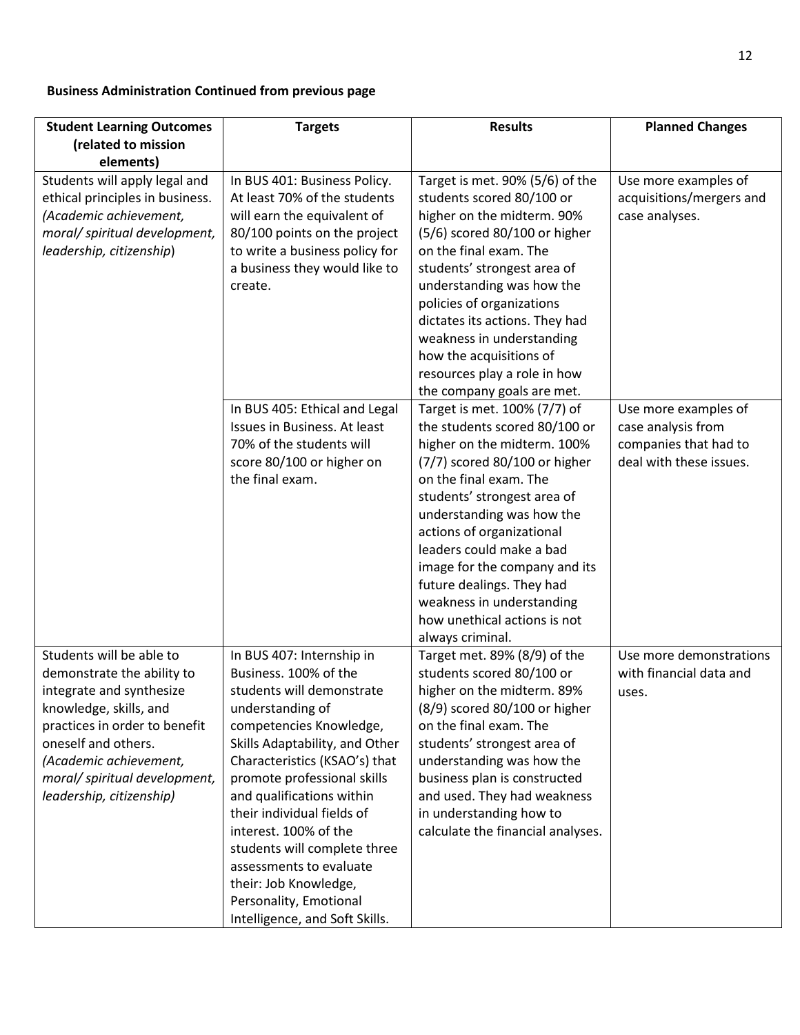**Business Administration Continued from previous page**

| Student Learning Outcomes (related to mission elements) | Targets | Results | Planned Changes |
|---|---|---|---|
| Students will apply legal and ethical principles in business. *(Academic achievement, moral/ spiritual development, leadership, citizenship*) | In BUS 401: Business Policy. At least 70% of the students will earn the equivalent of 80/100 points on the project to write a business policy for a business they would like to create. | Target is met. 90% (5/6) of the students scored 80/100 or higher on the midterm. 90% (5/6) scored 80/100 or higher on the final exam. The students' strongest area of understanding was how the policies of organizations dictates its actions. They had weakness in understanding how the acquisitions of resources play a role in how the company goals are met. | Use more examples of acquisitions/mergers and case analyses. |
| | In BUS 405: Ethical and Legal Issues in Business. At least 70% of the students will score 80/100 or higher on the final exam. | Target is met. 100% (7/7) of the students scored 80/100 or higher on the midterm. 100% (7/7) scored 80/100 or higher on the final exam. The students' strongest area of understanding was how the actions of organizational leaders could make a bad image for the company and its future dealings. They had weakness in understanding how unethical actions is not always criminal. | Use more examples of case analysis from companies that had to deal with these issues. |
| Students will be able to demonstrate the ability to integrate and synthesize knowledge, skills, and practices in order to benefit oneself and others. *(Academic achievement, moral/ spiritual development, leadership, citizenship)* | In BUS 407: Internship in Business. 100% of the students will demonstrate understanding of competencies Knowledge, Skills Adaptability, and Other Characteristics (KSAO's) that promote professional skills and qualifications within their individual fields of interest. 100% of the students will complete three assessments to evaluate their: Job Knowledge, Personality, Emotional Intelligence, and Soft Skills. | Target met. 89% (8/9) of the students scored 80/100 or higher on the midterm. 89% (8/9) scored 80/100 or higher on the final exam. The students' strongest area of understanding was how the business plan is constructed and used. They had weakness in understanding how to calculate the financial analyses. | Use more demonstrations with financial data and uses. |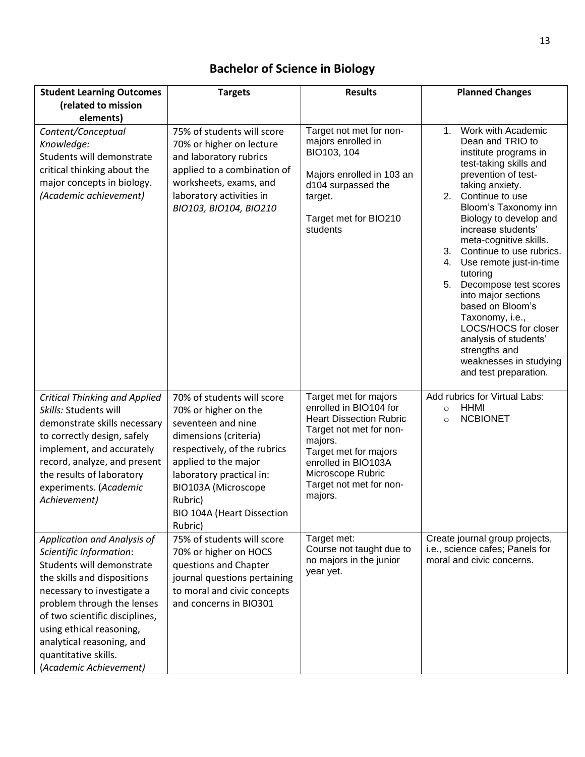# Bachelor of Science in Biology

| Student Learning Outcomes (related to mission elements) | Targets | Results | Planned Changes |
|---|---|---|---|
| *Content/Conceptual Knowledge:* Students will demonstrate critical thinking about the major concepts in biology. *(Academic achievement)* | 75% of students will score 70% or higher on lecture and laboratory rubrics applied to a combination of worksheets, exams, and laboratory activities in *BIO103, BIO104, BIO210* | Target not met for non-majors enrolled in BIO103, 104<br><br>Majors enrolled in 103 an d104 surpassed the target.<br><br>Target met for BIO210 students | 1. Work with Academic Dean and TRIO to institute programs in test-taking skills and prevention of test-taking anxiety.<br>2. Continue to use Bloom's Taxonomy inn Biology to develop and increase students' meta-cognitive skills.<br>3. Continue to use rubrics.<br>4. Use remote just-in-time tutoring<br>5. Decompose test scores into major sections based on Bloom's Taxonomy, i.e., LOCS/HOCS for closer analysis of students' strengths and weaknesses in studying and test preparation. |
| *Critical Thinking and Applied Skills:* Students will demonstrate skills necessary to correctly design, safely implement, and accurately record, analyze, and present the results of laboratory experiments. (*Academic Achievement)* | 70% of students will score 70% or higher on the seventeen and nine dimensions (criteria) respectively, of the rubrics applied to the major laboratory practical in: BIO103A (Microscope Rubric) BIO 104A (Heart Dissection Rubric) | Target met for majors enrolled in BIO104 for Heart Dissection Rubric Target not met for non-majors.<br>Target met for majors enrolled in BIO103A Microscope Rubric Target not met for non-majors. | Add rubrics for Virtual Labs:<br>○ HHMI<br>○ NCBIONET |
| *Application and Analysis of Scientific Information*: Students will demonstrate the skills and dispositions necessary to investigate a problem through the lenses of two scientific disciplines, using ethical reasoning, analytical reasoning, and quantitative skills. (*Academic Achievement)* | 75% of students will score 70% or higher on HOCS questions and Chapter journal questions pertaining to moral and civic concepts and concerns in BIO301 | Target met:<br>Course not taught due to no majors in the junior year yet. | Create journal group projects, i.e., science cafes; Panels for moral and civic concerns. |